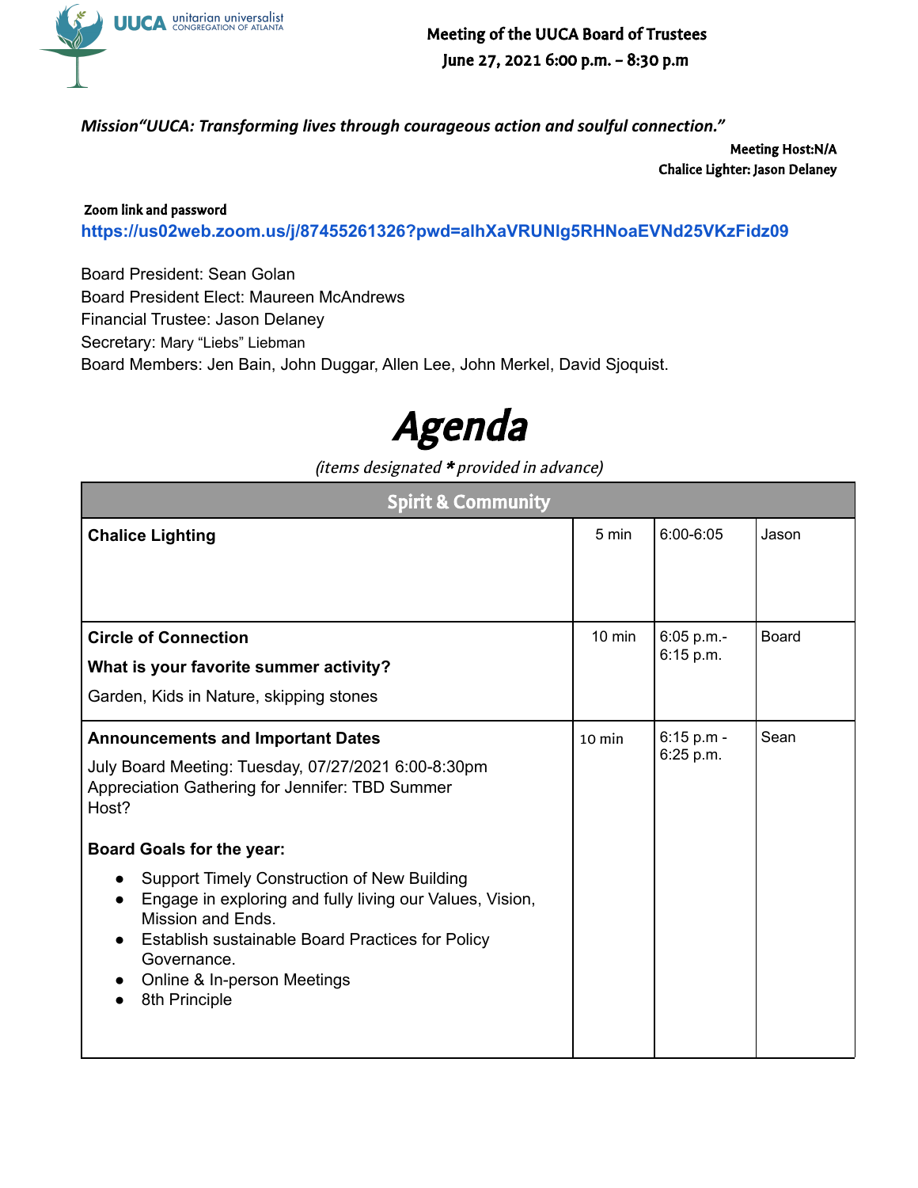UUCA unitarian universalist CONGREGATION OF ATLANTA

# Meeting of the UUCA Board of Trustees
## June 27, 2021 6:00 p.m. – 8:30 p.m

*Mission"UUCA: Transforming lives through courageous action and soulful connection."*

**Meeting Host:N/A**
**Chalice Lighter: Jason Delaney**

**Zoom link and password**
**https://us02web.zoom.us/j/87455261326?pwd=alhXaVRUNlg5RHNoaEVNd25VKzFidz09**

Board President: Sean Golan
Board President Elect: Maureen McAndrews
Financial Trustee: Jason Delaney
Secretary: Mary "Liebs" Liebman
Board Members: Jen Bain, John Duggar, Allen Lee, John Merkel, David Sjoquist.

# *Agenda*

*(items designated * provided in advance)*

| Spirit & Community | | | |
|---|---|---|---|
| **Chalice Lighting** | 5 min | 6:00-6:05 | Jason |
| **Circle of Connection**<br>**What is your favorite summer activity?**<br>Garden, Kids in Nature, skipping stones | 10 min | 6:05 p.m.- 6:15 p.m. | Board |
| **Announcements and Important Dates**<br>July Board Meeting: Tuesday, 07/27/2021 6:00-8:30pm<br>Appreciation Gathering for Jennifer: TBD Summer Host?<br><br>**Board Goals for the year:**<br>● Support Timely Construction of New Building<br>● Engage in exploring and fully living our Values, Vision, Mission and Ends.<br>● Establish sustainable Board Practices for Policy Governance.<br>● Online & In-person Meetings<br>● 8th Principle | 10 min | 6:15 p.m - 6:25 p.m. | Sean |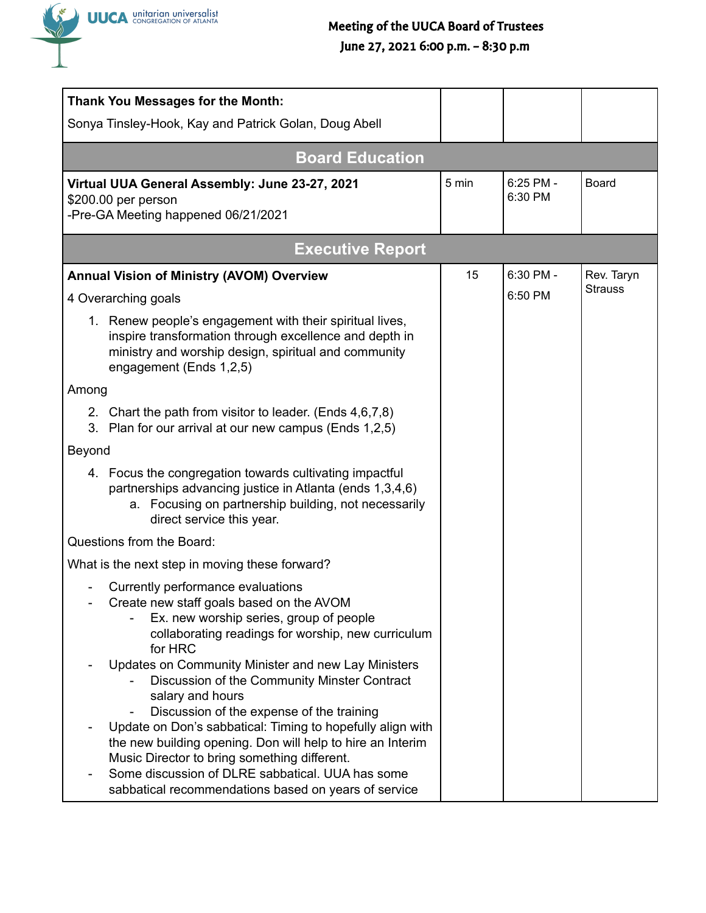| Thank You Messages for the Month:<br><br>Sonya Tinsley-Hook, Kay and Patrick Golan, Doug Abell | | | |
|---|---|---|---|
| **Board Education** | | | |
| **Virtual UUA General Assembly: June 23-27, 2021**<br>$200.00 per person<br>-Pre-GA Meeting happened 06/21/2021 | 5 min | 6:25 PM - 6:30 PM | Board |
| **Executive Report** | | | |
| **Annual Vision of Ministry (AVOM) Overview**<br><br>4 Overarching goals<br><br>1. Renew people's engagement with their spiritual lives, inspire transformation through excellence and depth in ministry and worship design, spiritual and community engagement (Ends 1,2,5)<br><br>Among<br><br>2. Chart the path from visitor to leader. (Ends 4,6,7,8)<br>3. Plan for our arrival at our new campus (Ends 1,2,5)<br><br>Beyond<br><br>4. Focus the congregation towards cultivating impactful partnerships advancing justice in Atlanta (ends 1,3,4,6)<br>&nbsp;&nbsp;&nbsp;&nbsp;a. Focusing on partnership building, not necessarily direct service this year.<br><br>Questions from the Board:<br><br>What is the next step in moving these forward?<br><br>- Currently performance evaluations<br>- Create new staff goals based on the AVOM<br>&nbsp;&nbsp;&nbsp;&nbsp;- Ex. new worship series, group of people collaborating readings for worship, new curriculum for HRC<br>- Updates on Community Minister and new Lay Ministers<br>&nbsp;&nbsp;&nbsp;&nbsp;- Discussion of the Community Minster Contract salary and hours<br>&nbsp;&nbsp;&nbsp;&nbsp;- Discussion of the expense of the training<br>- Update on Don's sabbatical: Timing to hopefully align with the new building opening. Don will help to hire an Interim Music Director to bring something different.<br>- Some discussion of DLRE sabbatical. UUA has some sabbatical recommendations based on years of service | 15 | 6:30 PM - 6:50 PM | Rev. Taryn Strauss |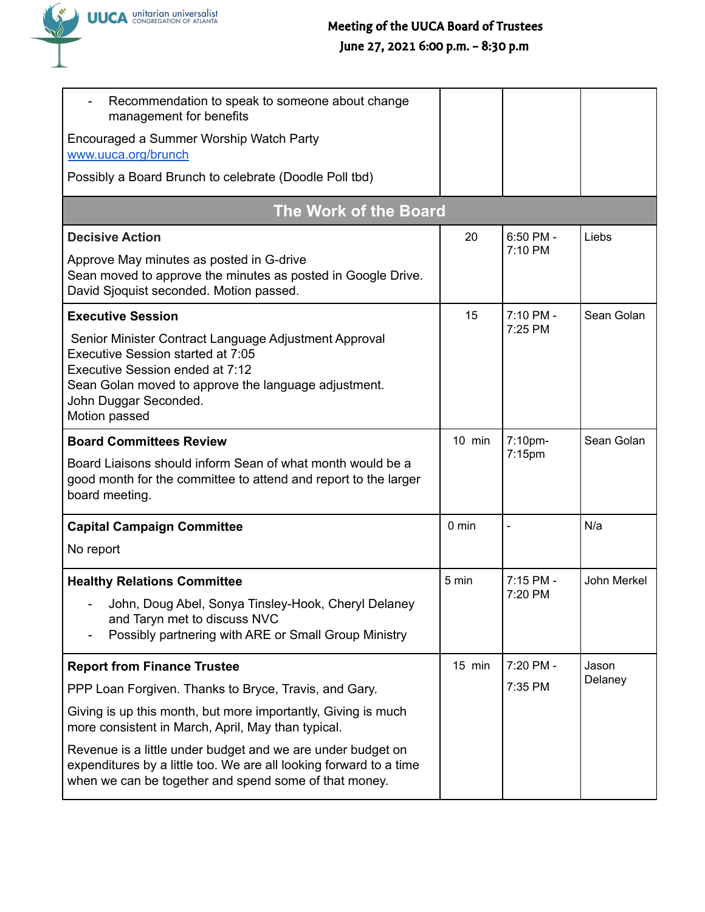| | | | |
|---|---|---|---|
| - Recommendation to speak to someone about change management for benefits<br><br>Encouraged a Summer Worship Watch Party [www.uuca.org/brunch](www.uuca.org/brunch)<br><br>Possibly a Board Brunch to celebrate (Doodle Poll tbd) | | | |
| **The Work of the Board** | | | |
| **Decisive Action**<br><br>Approve May minutes as posted in G-drive<br>Sean moved to approve the minutes as posted in Google Drive. David Sjoquist seconded. Motion passed. | 20 | 6:50 PM - 7:10 PM | Liebs |
| **Executive Session**<br><br>Senior Minister Contract Language Adjustment Approval<br>Executive Session started at 7:05<br>Executive Session ended at 7:12<br>Sean Golan moved to approve the language adjustment.<br>John Duggar Seconded.<br>Motion passed | 15 | 7:10 PM - 7:25 PM | Sean Golan |
| **Board Committees Review**<br><br>Board Liaisons should inform Sean of what month would be a good month for the committee to attend and report to the larger board meeting. | 10 min | 7:10pm-7:15pm | Sean Golan |
| **Capital Campaign Committee**<br><br>No report | 0 min | - | N/a |
| **Healthy Relations Committee**<br><br>- John, Doug Abel, Sonya Tinsley-Hook, Cheryl Delaney and Taryn met to discuss NVC<br>- Possibly partnering with ARE or Small Group Ministry | 5 min | 7:15 PM - 7:20 PM | John Merkel |
| **Report from Finance Trustee**<br><br>PPP Loan Forgiven. Thanks to Bryce, Travis, and Gary.<br><br>Giving is up this month, but more importantly, Giving is much more consistent in March, April, May than typical.<br><br>Revenue is a little under budget and we are under budget on expenditures by a little too. We are all looking forward to a time when we can be together and spend some of that money. | 15 min | 7:20 PM - 7:35 PM | Jason Delaney |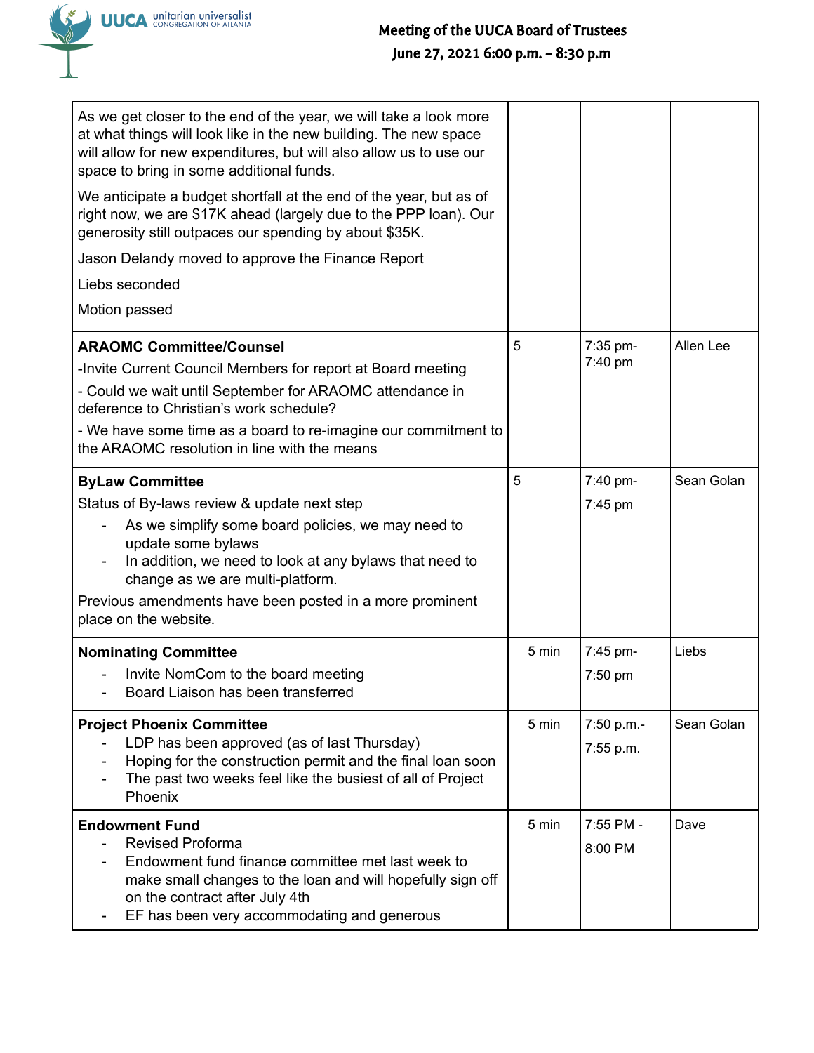| | | | |
|---|---|---|---|
| As we get closer to the end of the year, we will take a look more at what things will look like in the new building. The new space will allow for new expenditures, but will also allow us to use our space to bring in some additional funds.<br><br>We anticipate a budget shortfall at the end of the year, but as of right now, we are $17K ahead (largely due to the PPP loan). Our generosity still outpaces our spending by about $35K.<br><br>Jason Delandy moved to approve the Finance Report<br><br>Liebs seconded<br><br>Motion passed | | | |
| **ARAOMC Committee/Counsel**<br>-Invite Current Council Members for report at Board meeting<br>- Could we wait until September for ARAOMC attendance in deference to Christian's work schedule?<br>- We have some time as a board to re-imagine our commitment to the ARAOMC resolution in line with the means | 5 | 7:35 pm-7:40 pm | Allen Lee |
| **ByLaw Committee**<br>Status of By-laws review & update next step<br>- As we simplify some board policies, we may need to update some bylaws<br>- In addition, we need to look at any bylaws that need to change as we are multi-platform.<br><br>Previous amendments have been posted in a more prominent place on the website. | 5 | 7:40 pm-<br>7:45 pm | Sean Golan |
| **Nominating Committee**<br>- Invite NomCom to the board meeting<br>- Board Liaison has been transferred | 5 min | 7:45 pm-<br>7:50 pm | Liebs |
| **Project Phoenix Committee**<br>- LDP has been approved (as of last Thursday)<br>- Hoping for the construction permit and the final loan soon<br>- The past two weeks feel like the busiest of all of Project Phoenix | 5 min | 7:50 p.m.-<br>7:55 p.m. | Sean Golan |
| **Endowment Fund**<br>- Revised Proforma<br>- Endowment fund finance committee met last week to make small changes to the loan and will hopefully sign off on the contract after July 4th<br>- EF has been very accommodating and generous | 5 min | 7:55 PM -<br>8:00 PM | Dave |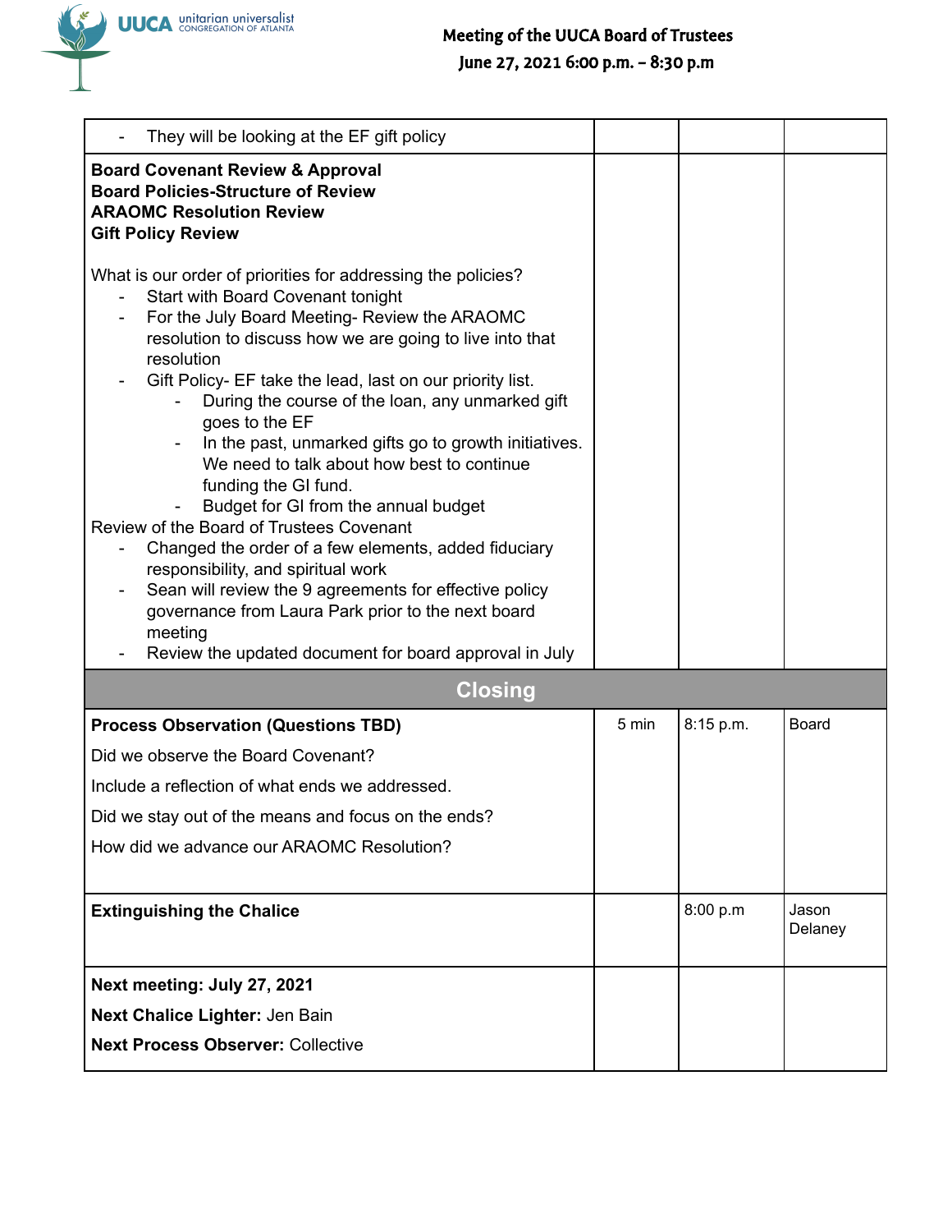| | | | |
|---|---|---|---|
| - They will be looking at the EF gift policy | | | |
| **Board Covenant Review & Approval**<br>**Board Policies-Structure of Review**<br>**ARAOMC Resolution Review**<br>**Gift Policy Review**<br><br>What is our order of priorities for addressing the policies?<br>- Start with Board Covenant tonight<br>- For the July Board Meeting- Review the ARAOMC resolution to discuss how we are going to live into that resolution<br>- Gift Policy- EF take the lead, last on our priority list.<br>&nbsp;&nbsp;&nbsp;&nbsp;- During the course of the loan, any unmarked gift goes to the EF<br>&nbsp;&nbsp;&nbsp;&nbsp;- In the past, unmarked gifts go to growth initiatives. We need to talk about how best to continue funding the GI fund.<br>&nbsp;&nbsp;&nbsp;&nbsp;- Budget for GI from the annual budget<br>Review of the Board of Trustees Covenant<br>- Changed the order of a few elements, added fiduciary responsibility, and spiritual work<br>- Sean will review the 9 agreements for effective policy governance from Laura Park prior to the next board meeting<br>- Review the updated document for board approval in July | | | |
| **Closing** | | | |
| **Process Observation (Questions TBD)**<br><br>Did we observe the Board Covenant?<br><br>Include a reflection of what ends we addressed.<br><br>Did we stay out of the means and focus on the ends?<br><br>How did we advance our ARAOMC Resolution? | 5 min | 8:15 p.m. | Board |
| **Extinguishing the Chalice** | | 8:00 p.m | Jason Delaney |
| **Next meeting: July 27, 2021**<br><br>**Next Chalice Lighter:** Jen Bain<br><br>**Next Process Observer:** Collective | | | |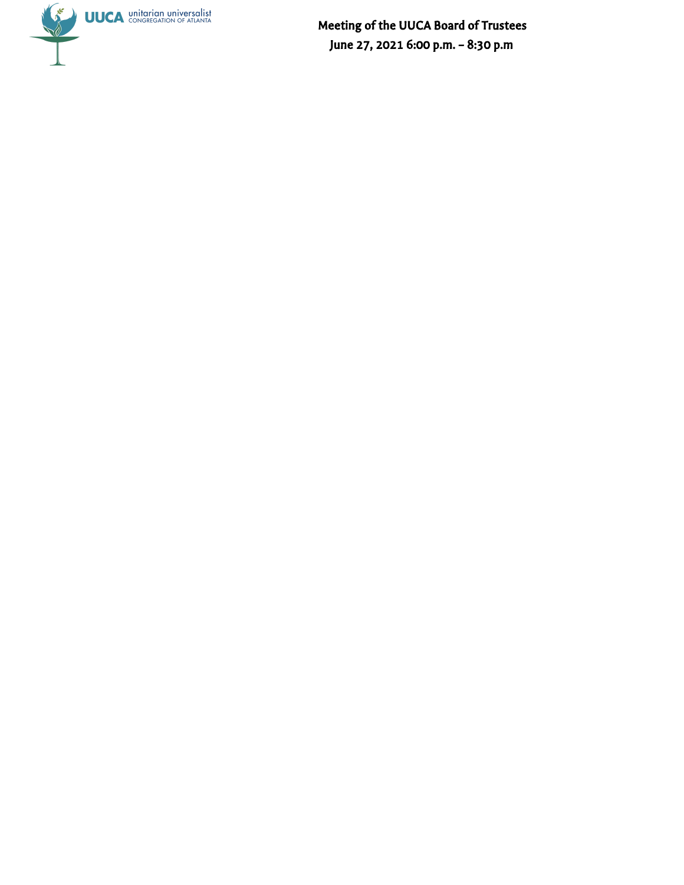**Meeting of the UUCA Board of Trustees**

**June 27, 2021 6:00 p.m. – 8:30 p.m**